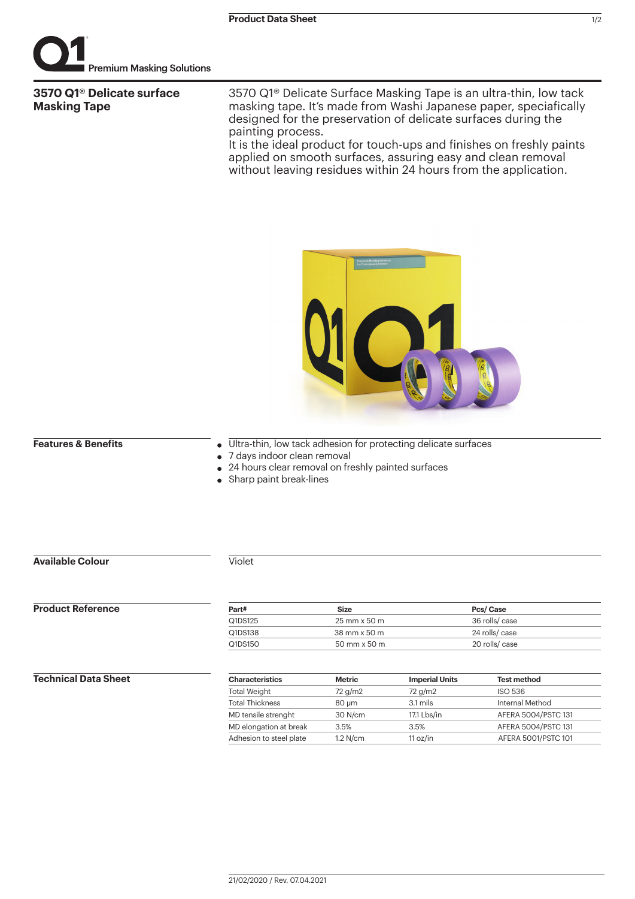Premium Masking Solutions

# 3570 Q1® Delicate surface Masking Tape

3570 Q1® Delicate Surface Masking Tape is an ultra-thin, low tack masking tape. It's made from Washi Japanese paper, speciafically designed for the preservation of delicate surfaces during the painting process.
It is the ideal product for touch-ups and finishes on freshly paints applied on smooth surfaces, assuring easy and clean removal without leaving residues within 24 hours from the application.

## Features & Benefits

- Ultra-thin, low tack adhesion for protecting delicate surfaces
- 7 days indoor clean removal
- 24 hours clear removal on freshly painted surfaces
- Sharp paint break-lines

## Available Colour

Violet

## Product Reference

| Part# | Size | Pcs/ Case |
|---|---|---|
| Q1DS125 | 25 mm x 50 m | 36 rolls/ case |
| Q1DS138 | 38 mm x 50 m | 24 rolls/ case |
| Q1DS150 | 50 mm x 50 m | 20 rolls/ case |

## Technical Data Sheet

| Characteristics | Metric | Imperial Units | Test method |
|---|---|---|---|
| Total Weight | 72 g/m2 | 72 g/m2 | ISO 536 |
| Total Thickness | 80 µm | 3.1 mils | Internal Method |
| MD tensile strenght | 30 N/cm | 17.1 Lbs/in | AFERA 5004/PSTC 131 |
| MD elongation at break | 3.5% | 3.5% | AFERA 5004/PSTC 131 |
| Adhesion to steel plate | 1.2 N/cm | 11 oz/in | AFERA 5001/PSTC 101 |

21/02/2020 / Rev. 07.04.2021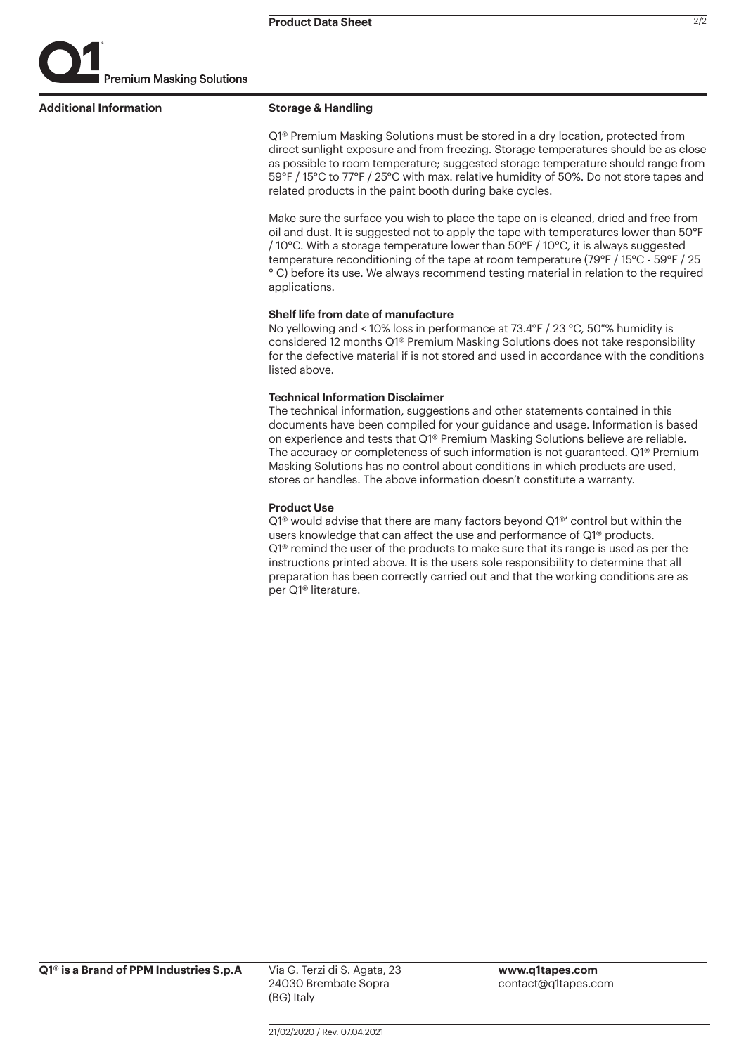## Additional Information

### Storage & Handling

Q1® Premium Masking Solutions must be stored in a dry location, protected from direct sunlight exposure and from freezing. Storage temperatures should be as close as possible to room temperature; suggested storage temperature should range from 59°F / 15°C to 77°F / 25°C with max. relative humidity of 50%. Do not store tapes and related products in the paint booth during bake cycles.

Make sure the surface you wish to place the tape on is cleaned, dried and free from oil and dust. It is suggested not to apply the tape with temperatures lower than 50°F / 10°C. With a storage temperature lower than 50°F / 10°C, it is always suggested temperature reconditioning of the tape at room temperature (79°F / 15°C - 59°F / 25 ° C) before its use. We always recommend testing material in relation to the required applications.

**Shelf life from date of manufacture**
No yellowing and < 10% loss in performance at 73.4°F / 23 °C, 50"% humidity is considered 12 months Q1® Premium Masking Solutions does not take responsibility for the defective material if is not stored and used in accordance with the conditions listed above.

**Technical Information Disclaimer**
The technical information, suggestions and other statements contained in this documents have been compiled for your guidance and usage. Information is based on experience and tests that Q1® Premium Masking Solutions believe are reliable. The accuracy or completeness of such information is not guaranteed. Q1® Premium Masking Solutions has no control about conditions in which products are used, stores or handles. The above information doesn't constitute a warranty.

**Product Use**
Q1® would advise that there are many factors beyond Q1®' control but within the users knowledge that can affect the use and performance of Q1® products. Q1® remind the user of the products to make sure that its range is used as per the instructions printed above. It is the users sole responsibility to determine that all preparation has been correctly carried out and that the working conditions are as per Q1® literature.

**Q1® is a Brand of PPM Industries S.p.A**

Via G. Terzi di S. Agata, 23
24030 Brembate Sopra
(BG) Italy

**www.q1tapes.com**
contact@q1tapes.com

21/02/2020 / Rev. 07.04.2021